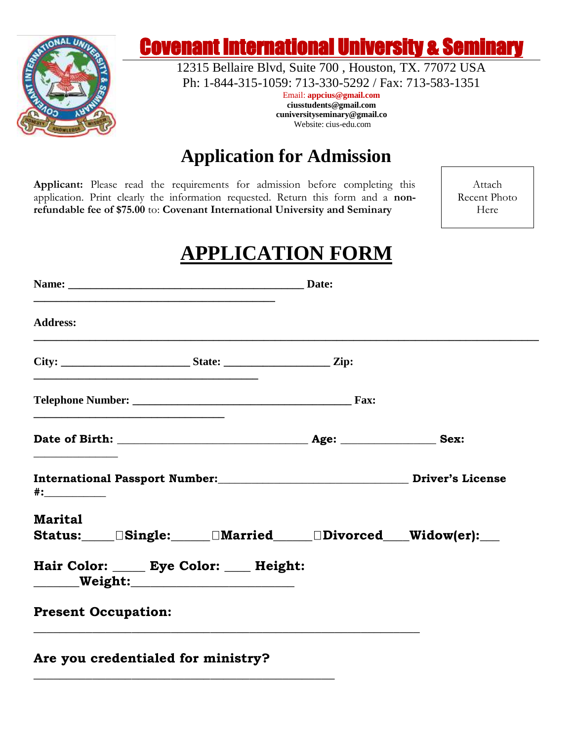# Covenant International University & Seminary

12315 Bellaire Blvd, Suite 700 , Houston, TX. 77072 USA
Ph: 1-844-315-1059: 713-330-5292 / Fax: 713-583-1351
Email: **appcius@gmail.com**
**ciusstudents@gmail.com**
**cuniversityseminary@gmail.co**
Website: cius-edu.com

## Application for Admission

**Applicant:** Please read the requirements for admission before completing this application. Print clearly the information requested. Return this form and a **non-refundable fee of $75.00** to: **Covenant International University and Seminary**

Attach Recent Photo Here

# APPLICATION FORM

**Name:** ________________________________________ **Date:** ________________________________________

**Address:** ______________________________________________________________________________

**City:** ______________________ **State:** __________________ **Zip:** ______________________________________

**Telephone Number:** _____________________________________ **Fax:** _________________________________

**Date of Birth:** ________________________________ **Age:** ________________ **Sex:** ______________

**International Passport Number:**________________________________ **Driver's License #:**___________

**Marital Status:**_____☐**Single:**______☐**Married**______☐**Divorced**____**Widow(er):**___

**Hair Color:** _____ **Eye Color:** ____ **Height:** _______**Weight:**_________________________

**Present Occupation:** ________________________________________________________________

**Are you credentialed for ministry?** ______________________________________________________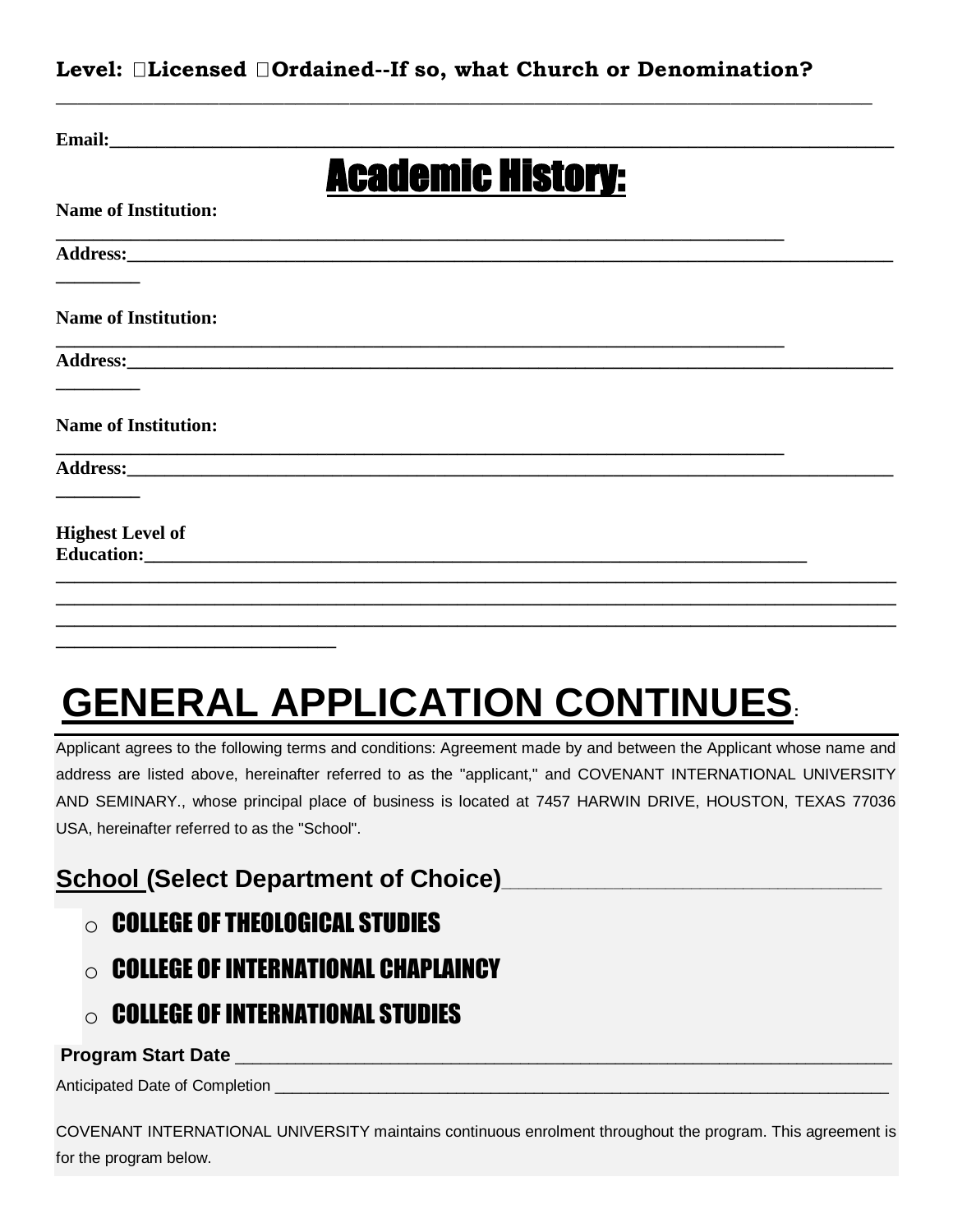**Level: ☐Licensed ☐Ordained--If so, what Church or Denomination?**
______________________________________________________________________________

**Email:**______________________________________________________________________

## Academic History:

**Name of Institution:**
______________________________________________________________________

**Address:**______________________________________________________________________
_________

**Name of Institution:**
______________________________________________________________________

**Address:**______________________________________________________________________
_________

**Name of Institution:**
______________________________________________________________________

**Address:**______________________________________________________________________
_________

**Highest Level of Education:**____________________________________________________________
______________________________________________________________________________
______________________________________________________________________________
______________________________________________________________________________
__________________________

# GENERAL APPLICATION CONTINUES:

Applicant agrees to the following terms and conditions: Agreement made by and between the Applicant whose name and address are listed above, hereinafter referred to as the "applicant," and COVENANT INTERNATIONAL UNIVERSITY AND SEMINARY., whose principal place of business is located at 7457 HARWIN DRIVE, HOUSTON, TEXAS 77036 USA, hereinafter referred to as the "School".

## School (Select Department of Choice)_______________________________

- ○ COLLEGE OF THEOLOGICAL STUDIES
- ○ COLLEGE OF INTERNATIONAL CHAPLAINCY
- ○ COLLEGE OF INTERNATIONAL STUDIES

**Program Start Date** ____________________________________________________________

Anticipated Date of Completion _____________________________________________________________

COVENANT INTERNATIONAL UNIVERSITY maintains continuous enrolment throughout the program. This agreement is for the program below.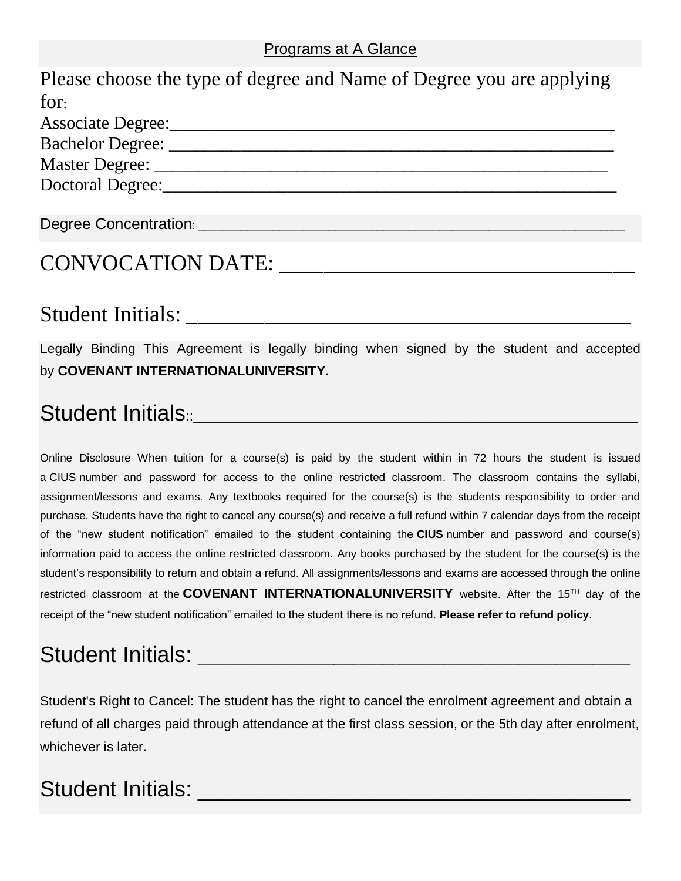Programs at A Glance

Please choose the type of degree and Name of Degree you are applying for:

Associate Degree:_______________________________________________

Bachelor Degree: _______________________________________________

Master Degree: ________________________________________________

Doctoral Degree:________________________________________________

Degree Concentration: ______________________________________________________

CONVOCATION DATE: _______________________________

Student Initials: _____________________________________

Legally Binding This Agreement is legally binding when signed by the student and accepted by **COVENANT INTERNATIONALUNIVERSITY.**

Student Initials::________________________________________

Online Disclosure When tuition for a course(s) is paid by the student within in 72 hours the student is issued a CIUS number and password for access to the online restricted classroom. The classroom contains the syllabi, assignment/lessons and exams. Any textbooks required for the course(s) is the students responsibility to order and purchase. Students have the right to cancel any course(s) and receive a full refund within 7 calendar days from the receipt of the "new student notification" emailed to the student containing the **CIUS** number and password and course(s) information paid to access the online restricted classroom. Any books purchased by the student for the course(s) is the student's responsibility to return and obtain a refund. All assignments/lessons and exams are accessed through the online restricted classroom at the **COVENANT INTERNATIONALUNIVERSITY** website. After the 15TH day of the receipt of the "new student notification" emailed to the student there is no refund. **Please refer to refund policy**.

Student Initials: ________________________________________

Student's Right to Cancel: The student has the right to cancel the enrolment agreement and obtain a refund of all charges paid through attendance at the first class session, or the 5th day after enrolment, whichever is later.

Student Initials: ____________________________________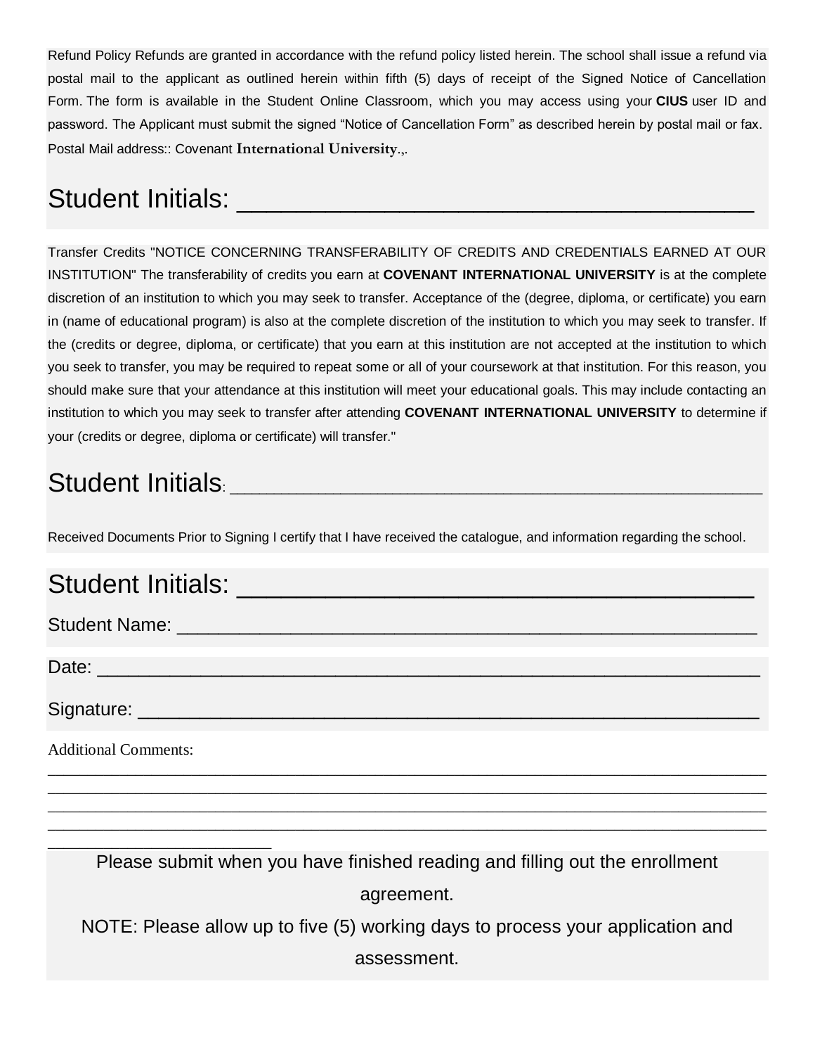Refund Policy Refunds are granted in accordance with the refund policy listed herein. The school shall issue a refund via postal mail to the applicant as outlined herein within fifth (5) days of receipt of the Signed Notice of Cancellation Form. The form is available in the Student Online Classroom, which you may access using your **CIUS** user ID and password. The Applicant must submit the signed "Notice of Cancellation Form" as described herein by postal mail or fax. Postal Mail address:: Covenant **International University**.,.

Student Initials: ___________________________________

Transfer Credits "NOTICE CONCERNING TRANSFERABILITY OF CREDITS AND CREDENTIALS EARNED AT OUR INSTITUTION" The transferability of credits you earn at **COVENANT INTERNATIONAL UNIVERSITY** is at the complete discretion of an institution to which you may seek to transfer. Acceptance of the (degree, diploma, or certificate) you earn in (name of educational program) is also at the complete discretion of the institution to which you may seek to transfer. If the (credits or degree, diploma, or certificate) that you earn at this institution are not accepted at the institution to which you seek to transfer, you may be required to repeat some or all of your coursework at that institution. For this reason, you should make sure that your attendance at this institution will meet your educational goals. This may include contacting an institution to which you may seek to transfer after attending **COVENANT INTERNATIONAL UNIVERSITY** to determine if your (credits or degree, diploma or certificate) will transfer."

Student Initials: ___________________________________

Received Documents Prior to Signing I certify that I have received the catalogue, and information regarding the school.

Student Initials: ___________________________________

Student Name: ___________________________________

Date: ___________________________________

Signature: ___________________________________

Additional Comments:
___________________________________
___________________________________
___________________________________
___________________________________
_______________

Please submit when you have finished reading and filling out the enrollment agreement.

NOTE: Please allow up to five (5) working days to process your application and assessment.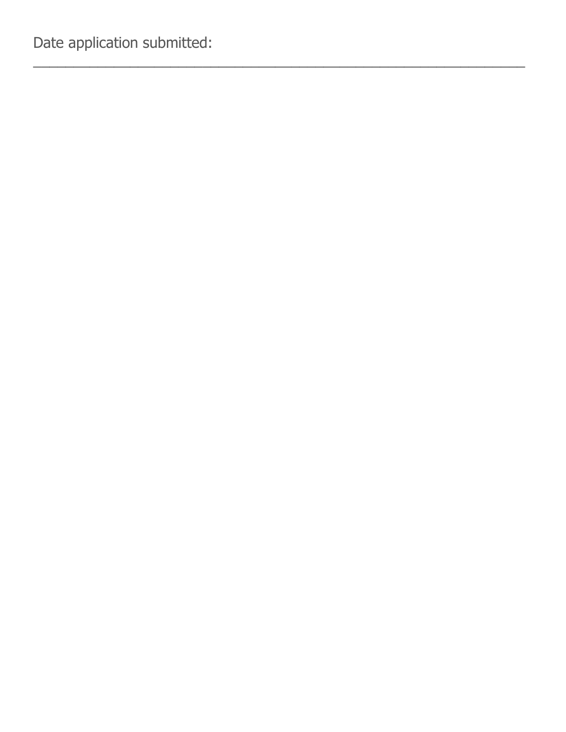Date application submitted: ___________________________________________________________________